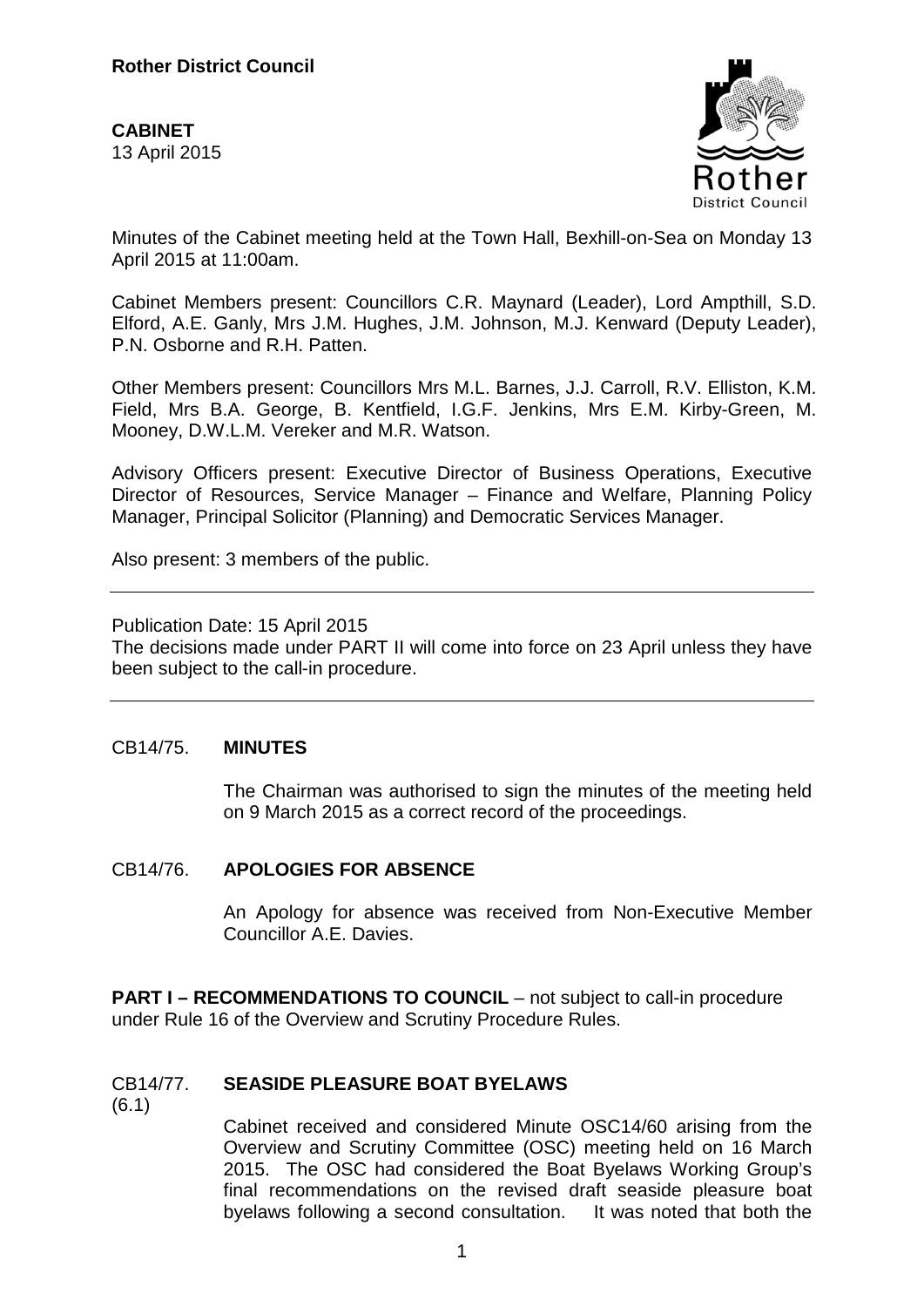**Rother District Council**

**CABINET**
13 April 2015

Minutes of the Cabinet meeting held at the Town Hall, Bexhill-on-Sea on Monday 13 April 2015 at 11:00am.

Cabinet Members present: Councillors C.R. Maynard (Leader), Lord Ampthill, S.D. Elford, A.E. Ganly, Mrs J.M. Hughes, J.M. Johnson, M.J. Kenward (Deputy Leader), P.N. Osborne and R.H. Patten.

Other Members present: Councillors Mrs M.L. Barnes, J.J. Carroll, R.V. Elliston, K.M. Field, Mrs B.A. George, B. Kentfield, I.G.F. Jenkins, Mrs E.M. Kirby-Green, M. Mooney, D.W.L.M. Vereker and M.R. Watson.

Advisory Officers present: Executive Director of Business Operations, Executive Director of Resources, Service Manager – Finance and Welfare, Planning Policy Manager, Principal Solicitor (Planning) and Democratic Services Manager.

Also present: 3 members of the public.

---

Publication Date: 15 April 2015
The decisions made under PART II will come into force on 23 April unless they have been subject to the call-in procedure.

---

CB14/75. **MINUTES**

The Chairman was authorised to sign the minutes of the meeting held on 9 March 2015 as a correct record of the proceedings.

CB14/76. **APOLOGIES FOR ABSENCE**

An Apology for absence was received from Non-Executive Member Councillor A.E. Davies.

**PART I – RECOMMENDATIONS TO COUNCIL** – not subject to call-in procedure under Rule 16 of the Overview and Scrutiny Procedure Rules.

CB14/77. **SEASIDE PLEASURE BOAT BYELAWS**
(6.1)

Cabinet received and considered Minute OSC14/60 arising from the Overview and Scrutiny Committee (OSC) meeting held on 16 March 2015. The OSC had considered the Boat Byelaws Working Group's final recommendations on the revised draft seaside pleasure boat byelaws following a second consultation. It was noted that both the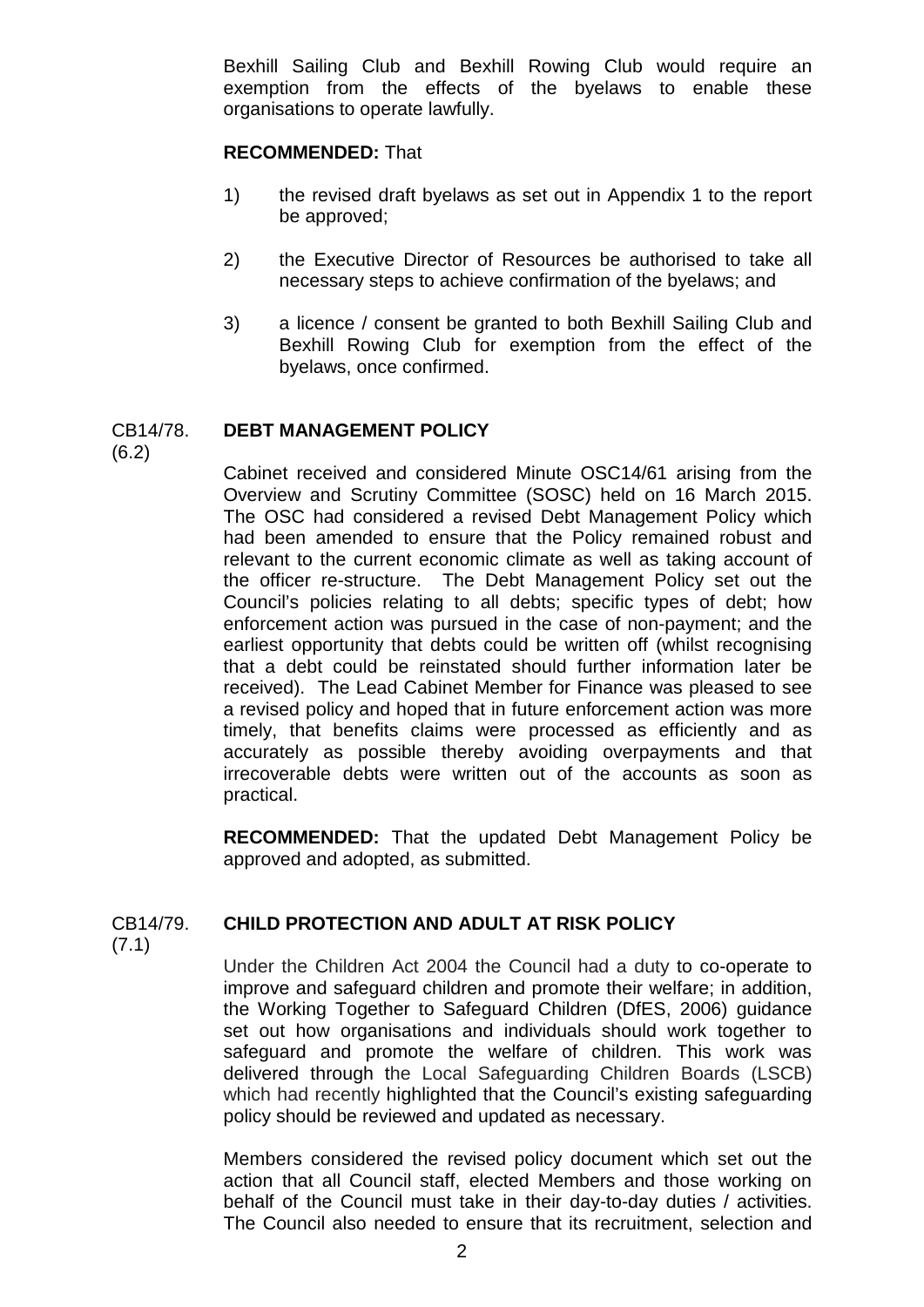Bexhill Sailing Club and Bexhill Rowing Club would require an exemption from the effects of the byelaws to enable these organisations to operate lawfully.

**RECOMMENDED:** That

1) the revised draft byelaws as set out in Appendix 1 to the report be approved;

2) the Executive Director of Resources be authorised to take all necessary steps to achieve confirmation of the byelaws; and

3) a licence / consent be granted to both Bexhill Sailing Club and Bexhill Rowing Club for exemption from the effect of the byelaws, once confirmed.

CB14/78. (6.2) **DEBT MANAGEMENT POLICY**

Cabinet received and considered Minute OSC14/61 arising from the Overview and Scrutiny Committee (SOSC) held on 16 March 2015. The OSC had considered a revised Debt Management Policy which had been amended to ensure that the Policy remained robust and relevant to the current economic climate as well as taking account of the officer re-structure. The Debt Management Policy set out the Council's policies relating to all debts; specific types of debt; how enforcement action was pursued in the case of non-payment; and the earliest opportunity that debts could be written off (whilst recognising that a debt could be reinstated should further information later be received). The Lead Cabinet Member for Finance was pleased to see a revised policy and hoped that in future enforcement action was more timely, that benefits claims were processed as efficiently and as accurately as possible thereby avoiding overpayments and that irrecoverable debts were written out of the accounts as soon as practical.

**RECOMMENDED:** That the updated Debt Management Policy be approved and adopted, as submitted.

CB14/79. (7.1) **CHILD PROTECTION AND ADULT AT RISK POLICY**

Under the Children Act 2004 the Council had a duty to co-operate to improve and safeguard children and promote their welfare; in addition, the Working Together to Safeguard Children (DfES, 2006) guidance set out how organisations and individuals should work together to safeguard and promote the welfare of children. This work was delivered through the Local Safeguarding Children Boards (LSCB) which had recently highlighted that the Council's existing safeguarding policy should be reviewed and updated as necessary.

Members considered the revised policy document which set out the action that all Council staff, elected Members and those working on behalf of the Council must take in their day-to-day duties / activities. The Council also needed to ensure that its recruitment, selection and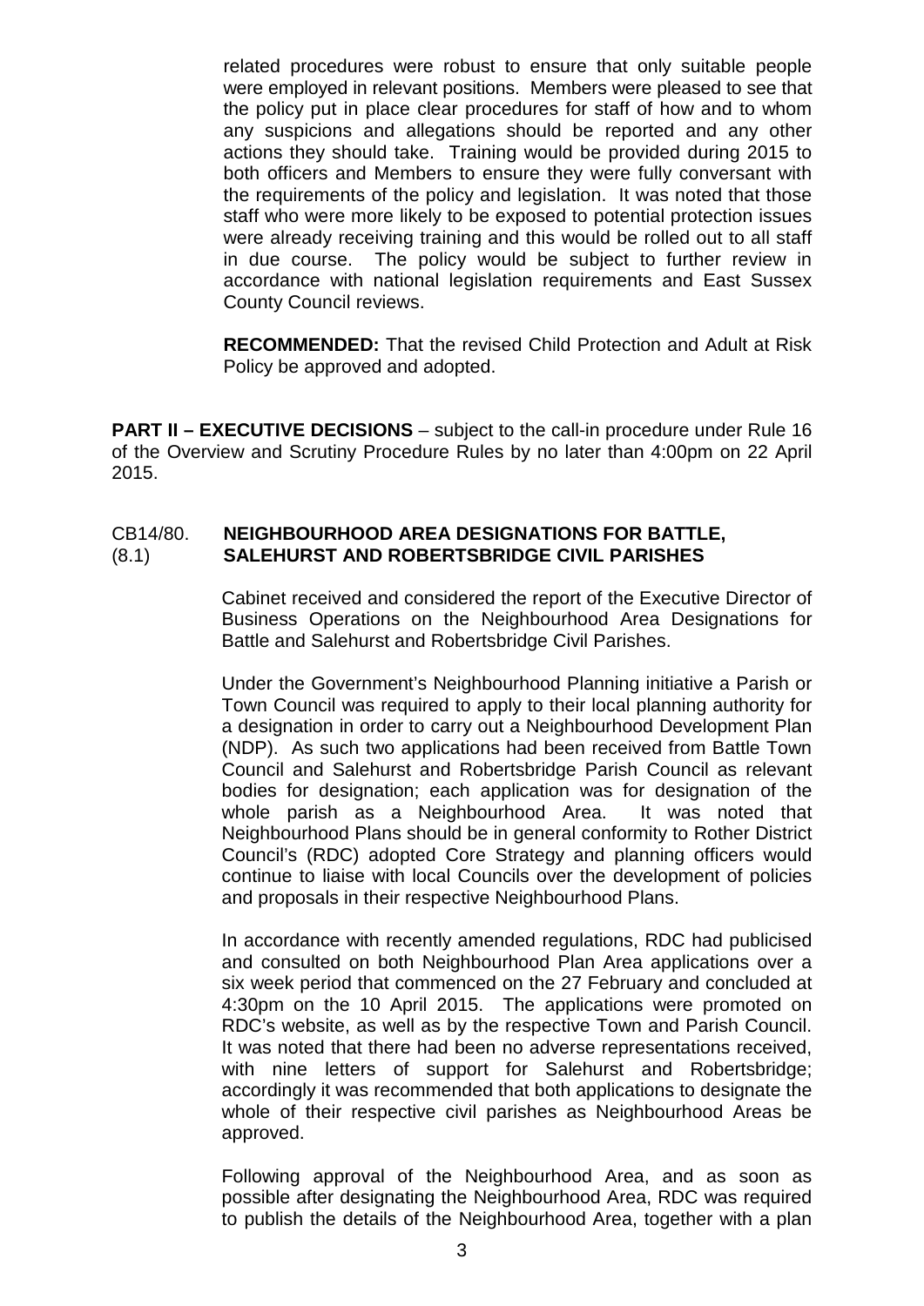related procedures were robust to ensure that only suitable people were employed in relevant positions. Members were pleased to see that the policy put in place clear procedures for staff of how and to whom any suspicions and allegations should be reported and any other actions they should take. Training would be provided during 2015 to both officers and Members to ensure they were fully conversant with the requirements of the policy and legislation. It was noted that those staff who were more likely to be exposed to potential protection issues were already receiving training and this would be rolled out to all staff in due course. The policy would be subject to further review in accordance with national legislation requirements and East Sussex County Council reviews.

**RECOMMENDED:** That the revised Child Protection and Adult at Risk Policy be approved and adopted.

**PART II – EXECUTIVE DECISIONS** – subject to the call-in procedure under Rule 16 of the Overview and Scrutiny Procedure Rules by no later than 4:00pm on 22 April 2015.

## CB14/80. (8.1) NEIGHBOURHOOD AREA DESIGNATIONS FOR BATTLE, SALEHURST AND ROBERTSBRIDGE CIVIL PARISHES

Cabinet received and considered the report of the Executive Director of Business Operations on the Neighbourhood Area Designations for Battle and Salehurst and Robertsbridge Civil Parishes.

Under the Government's Neighbourhood Planning initiative a Parish or Town Council was required to apply to their local planning authority for a designation in order to carry out a Neighbourhood Development Plan (NDP). As such two applications had been received from Battle Town Council and Salehurst and Robertsbridge Parish Council as relevant bodies for designation; each application was for designation of the whole parish as a Neighbourhood Area. It was noted that Neighbourhood Plans should be in general conformity to Rother District Council's (RDC) adopted Core Strategy and planning officers would continue to liaise with local Councils over the development of policies and proposals in their respective Neighbourhood Plans.

In accordance with recently amended regulations, RDC had publicised and consulted on both Neighbourhood Plan Area applications over a six week period that commenced on the 27 February and concluded at 4:30pm on the 10 April 2015. The applications were promoted on RDC's website, as well as by the respective Town and Parish Council. It was noted that there had been no adverse representations received, with nine letters of support for Salehurst and Robertsbridge; accordingly it was recommended that both applications to designate the whole of their respective civil parishes as Neighbourhood Areas be approved.

Following approval of the Neighbourhood Area, and as soon as possible after designating the Neighbourhood Area, RDC was required to publish the details of the Neighbourhood Area, together with a plan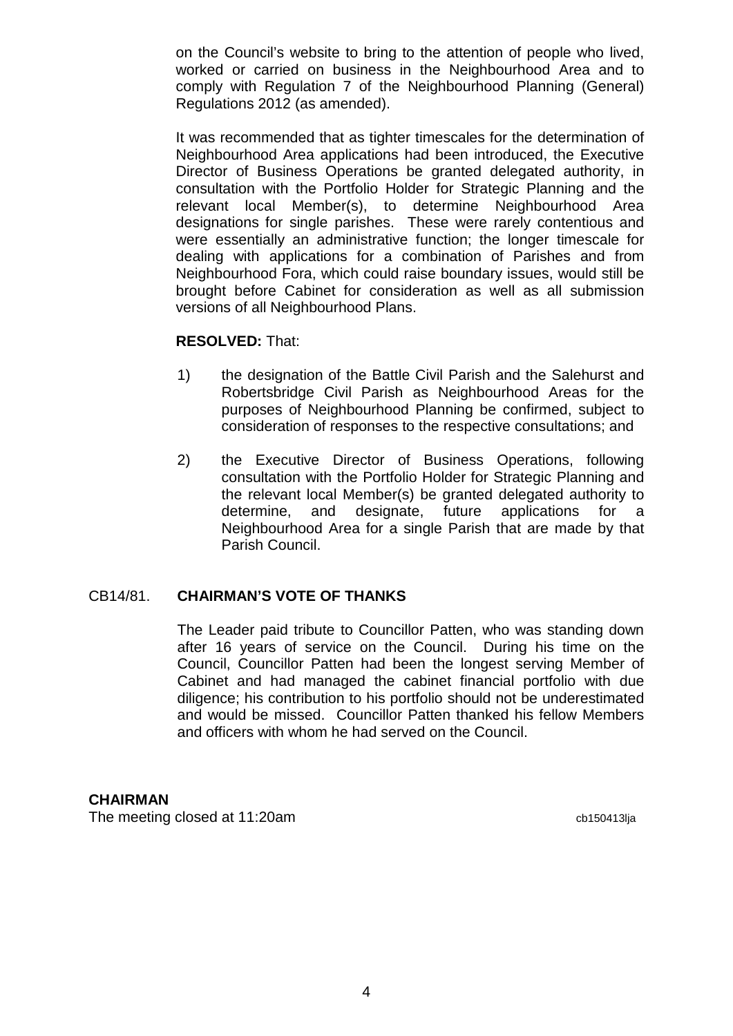on the Council's website to bring to the attention of people who lived, worked or carried on business in the Neighbourhood Area and to comply with Regulation 7 of the Neighbourhood Planning (General) Regulations 2012 (as amended).

It was recommended that as tighter timescales for the determination of Neighbourhood Area applications had been introduced, the Executive Director of Business Operations be granted delegated authority, in consultation with the Portfolio Holder for Strategic Planning and the relevant local Member(s), to determine Neighbourhood Area designations for single parishes. These were rarely contentious and were essentially an administrative function; the longer timescale for dealing with applications for a combination of Parishes and from Neighbourhood Fora, which could raise boundary issues, would still be brought before Cabinet for consideration as well as all submission versions of all Neighbourhood Plans.

**RESOLVED:** That:

1) the designation of the Battle Civil Parish and the Salehurst and Robertsbridge Civil Parish as Neighbourhood Areas for the purposes of Neighbourhood Planning be confirmed, subject to consideration of responses to the respective consultations; and

2) the Executive Director of Business Operations, following consultation with the Portfolio Holder for Strategic Planning and the relevant local Member(s) be granted delegated authority to determine, and designate, future applications for a Neighbourhood Area for a single Parish that are made by that Parish Council.

## CB14/81. CHAIRMAN'S VOTE OF THANKS

The Leader paid tribute to Councillor Patten, who was standing down after 16 years of service on the Council. During his time on the Council, Councillor Patten had been the longest serving Member of Cabinet and had managed the cabinet financial portfolio with due diligence; his contribution to his portfolio should not be underestimated and would be missed. Councillor Patten thanked his fellow Members and officers with whom he had served on the Council.

**CHAIRMAN**

The meeting closed at 11:20am

cb150413lja